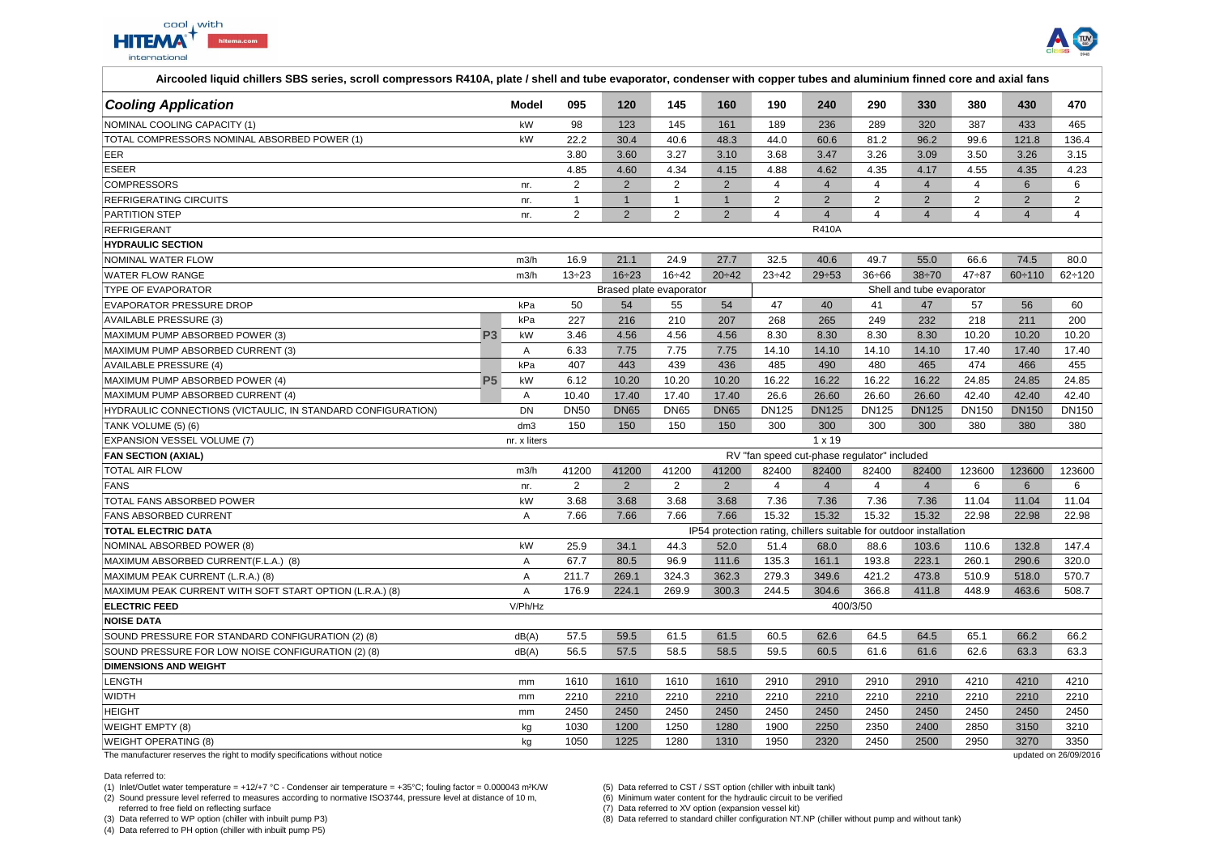**Aircooled liquid chillers SBS series, scroll compressors R410A, plate / shell and tube evaporator, condenser with copper tubes and aluminium finned core and axial fans**

| *Cooling Application* | | Model | 095 | 120 | 145 | 160 | 190 | 240 | 290 | 330 | 380 | 430 | 470 |
|---|---|---|---|---|---|---|---|---|---|---|---|---|---|
| NOMINAL COOLING CAPACITY (1) | | kW | 98 | 123 | 145 | 161 | 189 | 236 | 289 | 320 | 387 | 433 | 465 |
| TOTAL COMPRESSORS NOMINAL ABSORBED POWER (1) | | kW | 22.2 | 30.4 | 40.6 | 48.3 | 44.0 | 60.6 | 81.2 | 96.2 | 99.6 | 121.8 | 136.4 |
| EER | | | 3.80 | 3.60 | 3.27 | 3.10 | 3.68 | 3.47 | 3.26 | 3.09 | 3.50 | 3.26 | 3.15 |
| ESEER | | | 4.85 | 4.60 | 4.34 | 4.15 | 4.88 | 4.62 | 4.35 | 4.17 | 4.55 | 4.35 | 4.23 |
| COMPRESSORS | | nr. | 2 | 2 | 2 | 2 | 4 | 4 | 4 | 4 | 4 | 6 | 6 |
| REFRIGERATING CIRCUITS | | nr. | 1 | 1 | 1 | 1 | 2 | 2 | 2 | 2 | 2 | 2 | 2 |
| PARTITION STEP | | nr. | 2 | 2 | 2 | 2 | 4 | 4 | 4 | 4 | 4 | 4 | 4 |
| REFRIGERANT | | | R410A | | | | | | | | | | |
| **HYDRAULIC SECTION** | | | | | | | | | | | | | |
| NOMINAL WATER FLOW | | m3/h | 16.9 | 21.1 | 24.9 | 27.7 | 32.5 | 40.6 | 49.7 | 55.0 | 66.6 | 74.5 | 80.0 |
| WATER FLOW RANGE | | m3/h | 13÷23 | 16÷23 | 16÷42 | 20÷42 | 23÷42 | 29÷53 | 36÷66 | 38÷70 | 47÷87 | 60÷110 | 62÷120 |
| TYPE OF EVAPORATOR | | | Brased plate evaporator | | | | Shell and tube evaporator | | | | | | |
| EVAPORATOR PRESSURE DROP | | kPa | 50 | 54 | 55 | 54 | 47 | 40 | 41 | 47 | 57 | 56 | 60 |
| AVAILABLE PRESSURE (3) | P3 | kPa | 227 | 216 | 210 | 207 | 268 | 265 | 249 | 232 | 218 | 211 | 200 |
| MAXIMUM PUMP ABSORBED POWER (3) | P3 | kW | 3.46 | 4.56 | 4.56 | 4.56 | 8.30 | 8.30 | 8.30 | 8.30 | 10.20 | 10.20 | 10.20 |
| MAXIMUM PUMP ABSORBED CURRENT (3) | P3 | A | 6.33 | 7.75 | 7.75 | 7.75 | 14.10 | 14.10 | 14.10 | 14.10 | 17.40 | 17.40 | 17.40 |
| AVAILABLE PRESSURE (4) | P5 | kPa | 407 | 443 | 439 | 436 | 485 | 490 | 480 | 465 | 474 | 466 | 455 |
| MAXIMUM PUMP ABSORBED POWER (4) | P5 | kW | 6.12 | 10.20 | 10.20 | 10.20 | 16.22 | 16.22 | 16.22 | 16.22 | 24.85 | 24.85 | 24.85 |
| MAXIMUM PUMP ABSORBED CURRENT (4) | P5 | A | 10.40 | 17.40 | 17.40 | 17.40 | 26.6 | 26.60 | 26.60 | 26.60 | 42.40 | 42.40 | 42.40 |
| HYDRAULIC CONNECTIONS (VICTAULIC, IN STANDARD CONFIGURATION) | | DN | DN50 | DN65 | DN65 | DN65 | DN125 | DN125 | DN125 | DN125 | DN150 | DN150 | DN150 |
| TANK VOLUME (5) (6) | | dm3 | 150 | 150 | 150 | 150 | 300 | 300 | 300 | 300 | 380 | 380 | 380 |
| EXPANSION VESSEL VOLUME (7) | | nr. x liters | 1 x 19 | | | | | | | | | | |
| **FAN SECTION (AXIAL)** | | | RV "fan speed cut-phase regulator" included | | | | | | | | | | |
| TOTAL AIR FLOW | | m3/h | 41200 | 41200 | 41200 | 41200 | 82400 | 82400 | 82400 | 82400 | 123600 | 123600 | 123600 |
| FANS | | nr. | 2 | 2 | 2 | 2 | 4 | 4 | 4 | 4 | 6 | 6 | 6 |
| TOTAL FANS ABSORBED POWER | | kW | 3.68 | 3.68 | 3.68 | 3.68 | 7.36 | 7.36 | 7.36 | 7.36 | 11.04 | 11.04 | 11.04 |
| FANS ABSORBED CURRENT | | A | 7.66 | 7.66 | 7.66 | 7.66 | 15.32 | 15.32 | 15.32 | 15.32 | 22.98 | 22.98 | 22.98 |
| **TOTAL ELECTRIC DATA** | | | IP54 protection rating, chillers suitable for outdoor installation | | | | | | | | | | |
| NOMINAL ABSORBED POWER (8) | | kW | 25.9 | 34.1 | 44.3 | 52.0 | 51.4 | 68.0 | 88.6 | 103.6 | 110.6 | 132.8 | 147.4 |
| MAXIMUM ABSORBED CURRENT(F.L.A.) (8) | | A | 67.7 | 80.5 | 96.9 | 111.6 | 135.3 | 161.1 | 193.8 | 223.1 | 260.1 | 290.6 | 320.0 |
| MAXIMUM PEAK CURRENT (L.R.A.) (8) | | A | 211.7 | 269.1 | 324.3 | 362.3 | 279.3 | 349.6 | 421.2 | 473.8 | 510.9 | 518.0 | 570.7 |
| MAXIMUM PEAK CURRENT WITH SOFT START OPTION (L.R.A.) (8) | | A | 176.9 | 224.1 | 269.9 | 300.3 | 244.5 | 304.6 | 366.8 | 411.8 | 448.9 | 463.6 | 508.7 |
| **ELECTRIC FEED** | | V/Ph/Hz | 400/3/50 | | | | | | | | | | |
| **NOISE DATA** | | | | | | | | | | | | | |
| SOUND PRESSURE FOR STANDARD CONFIGURATION (2) (8) | | dB(A) | 57.5 | 59.5 | 61.5 | 61.5 | 60.5 | 62.6 | 64.5 | 64.5 | 65.1 | 66.2 | 66.2 |
| SOUND PRESSURE FOR LOW NOISE CONFIGURATION (2) (8) | | dB(A) | 56.5 | 57.5 | 58.5 | 58.5 | 59.5 | 60.5 | 61.6 | 61.6 | 62.6 | 63.3 | 63.3 |
| **DIMENSIONS AND WEIGHT** | | | | | | | | | | | | | |
| LENGTH | | mm | 1610 | 1610 | 1610 | 1610 | 2910 | 2910 | 2910 | 2910 | 4210 | 4210 | 4210 |
| WIDTH | | mm | 2210 | 2210 | 2210 | 2210 | 2210 | 2210 | 2210 | 2210 | 2210 | 2210 | 2210 |
| HEIGHT | | mm | 2450 | 2450 | 2450 | 2450 | 2450 | 2450 | 2450 | 2450 | 2450 | 2450 | 2450 |
| WEIGHT EMPTY (8) | | kg | 1030 | 1200 | 1250 | 1280 | 1900 | 2250 | 2350 | 2400 | 2850 | 3150 | 3210 |
| WEIGHT OPERATING (8) | | kg | 1050 | 1225 | 1280 | 1310 | 1950 | 2320 | 2450 | 2500 | 2950 | 3270 | 3350 |

The manufacturer reserves the right to modify specifications without notice

updated on 26/09/2016

Data referred to:

(1) Inlet/Outlet water temperature = +12/+7 °C - Condenser air temperature = +35°C; fouling factor = 0.000043 m²K/W

(2) Sound pressure level referred to measures according to normative ISO3744, pressure level at distance of 10 m, referred to free field on reflecting surface

(3) Data referred to WP option (chiller with inbuilt pump P3)

(4) Data referred to PH option (chiller with inbuilt pump P5)

(5) Data referred to CST / SST option (chiller with inbuilt tank)

(6) Minimum water content for the hydraulic circuit to be verified

(7) Data referred to XV option (expansion vessel kit)

(8) Data referred to standard chiller configuration NT.NP (chiller without pump and without tank)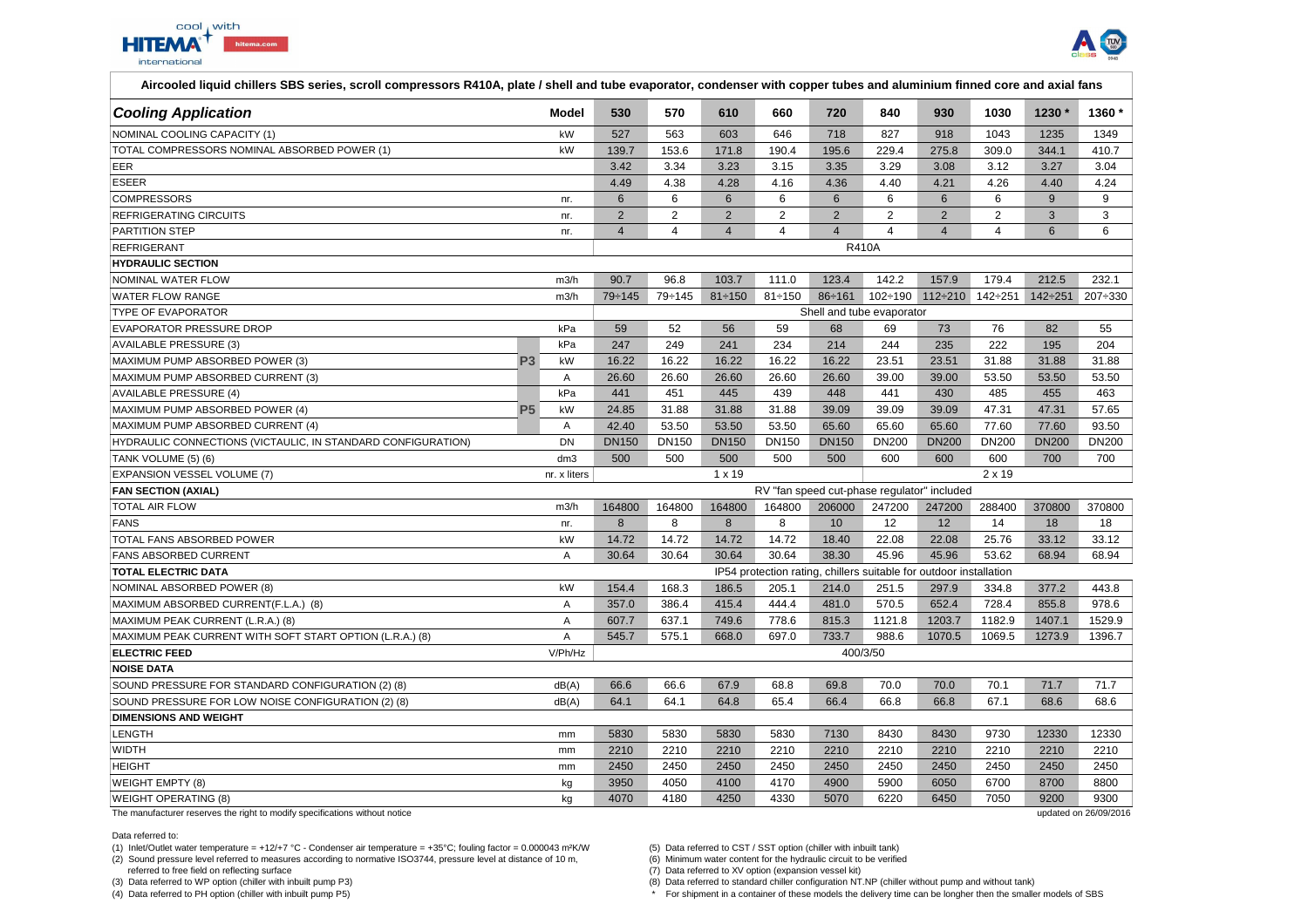**Aircooled liquid chillers SBS series, scroll compressors R410A, plate / shell and tube evaporator, condenser with copper tubes and aluminium finned core and axial fans**

| *Cooling Application* | | Model | 530 | 570 | 610 | 660 | 720 | 840 | 930 | 1030 | 1230 * | 1360 * |
|---|---|---|---|---|---|---|---|---|---|---|---|---|
| NOMINAL COOLING CAPACITY (1) | | kW | 527 | 563 | 603 | 646 | 718 | 827 | 918 | 1043 | 1235 | 1349 |
| TOTAL COMPRESSORS NOMINAL ABSORBED POWER (1) | | kW | 139.7 | 153.6 | 171.8 | 190.4 | 195.6 | 229.4 | 275.8 | 309.0 | 344.1 | 410.7 |
| EER | | | 3.42 | 3.34 | 3.23 | 3.15 | 3.35 | 3.29 | 3.08 | 3.12 | 3.27 | 3.04 |
| ESEER | | | 4.49 | 4.38 | 4.28 | 4.16 | 4.36 | 4.40 | 4.21 | 4.26 | 4.40 | 4.24 |
| COMPRESSORS | | nr. | 6 | 6 | 6 | 6 | 6 | 6 | 6 | 6 | 9 | 9 |
| REFRIGERATING CIRCUITS | | nr. | 2 | 2 | 2 | 2 | 2 | 2 | 2 | 2 | 3 | 3 |
| PARTITION STEP | | nr. | 4 | 4 | 4 | 4 | 4 | 4 | 4 | 4 | 6 | 6 |
| REFRIGERANT | | | R410A | | | | | | | | | |
| **HYDRAULIC SECTION** | | | | | | | | | | | | |
| NOMINAL WATER FLOW | | m3/h | 90.7 | 96.8 | 103.7 | 111.0 | 123.4 | 142.2 | 157.9 | 179.4 | 212.5 | 232.1 |
| WATER FLOW RANGE | | m3/h | 79÷145 | 79÷145 | 81÷150 | 81÷150 | 86÷161 | 102÷190 | 112÷210 | 142÷251 | 142÷251 | 207÷330 |
| TYPE OF EVAPORATOR | | | Shell and tube evaporator | | | | | | | | | |
| EVAPORATOR PRESSURE DROP | | kPa | 59 | 52 | 56 | 59 | 68 | 69 | 73 | 76 | 82 | 55 |
| AVAILABLE PRESSURE (3) | P3 | kPa | 247 | 249 | 241 | 234 | 214 | 244 | 235 | 222 | 195 | 204 |
| MAXIMUM PUMP ABSORBED POWER (3) | P3 | kW | 16.22 | 16.22 | 16.22 | 16.22 | 16.22 | 23.51 | 23.51 | 31.88 | 31.88 | 31.88 |
| MAXIMUM PUMP ABSORBED CURRENT (3) | P3 | A | 26.60 | 26.60 | 26.60 | 26.60 | 26.60 | 39.00 | 39.00 | 53.50 | 53.50 | 53.50 |
| AVAILABLE PRESSURE (4) | P5 | kPa | 441 | 451 | 445 | 439 | 448 | 441 | 430 | 485 | 455 | 463 |
| MAXIMUM PUMP ABSORBED POWER (4) | P5 | kW | 24.85 | 31.88 | 31.88 | 31.88 | 39.09 | 39.09 | 39.09 | 47.31 | 47.31 | 57.65 |
| MAXIMUM PUMP ABSORBED CURRENT (4) | P5 | A | 42.40 | 53.50 | 53.50 | 53.50 | 65.60 | 65.60 | 65.60 | 77.60 | 77.60 | 93.50 |
| HYDRAULIC CONNECTIONS (VICTAULIC, IN STANDARD CONFIGURATION) | | DN | DN150 | DN150 | DN150 | DN150 | DN150 | DN200 | DN200 | DN200 | DN200 | DN200 |
| TANK VOLUME (5) (6) | | dm3 | 500 | 500 | 500 | 500 | 500 | 600 | 600 | 600 | 700 | 700 |
| EXPANSION VESSEL VOLUME (7) | | nr. x liters | 1 x 19 | | | | | 2 x 19 | | | | |
| **FAN SECTION (AXIAL)** | | | RV "fan speed cut-phase regulator" included | | | | | | | | | |
| TOTAL AIR FLOW | | m3/h | 164800 | 164800 | 164800 | 164800 | 206000 | 247200 | 247200 | 288400 | 370800 | 370800 |
| FANS | | nr. | 8 | 8 | 8 | 8 | 10 | 12 | 12 | 14 | 18 | 18 |
| TOTAL FANS ABSORBED POWER | | kW | 14.72 | 14.72 | 14.72 | 14.72 | 18.40 | 22.08 | 22.08 | 25.76 | 33.12 | 33.12 |
| FANS ABSORBED CURRENT | | A | 30.64 | 30.64 | 30.64 | 30.64 | 38.30 | 45.96 | 45.96 | 53.62 | 68.94 | 68.94 |
| **TOTAL ELECTRIC DATA** | | | IP54 protection rating, chillers suitable for outdoor installation | | | | | | | | | |
| NOMINAL ABSORBED POWER (8) | | kW | 154.4 | 168.3 | 186.5 | 205.1 | 214.0 | 251.5 | 297.9 | 334.8 | 377.2 | 443.8 |
| MAXIMUM ABSORBED CURRENT(F.L.A.) (8) | | A | 357.0 | 386.4 | 415.4 | 444.4 | 481.0 | 570.5 | 652.4 | 728.4 | 855.8 | 978.6 |
| MAXIMUM PEAK CURRENT (L.R.A.) (8) | | A | 607.7 | 637.1 | 749.6 | 778.6 | 815.3 | 1121.8 | 1203.7 | 1182.9 | 1407.1 | 1529.9 |
| MAXIMUM PEAK CURRENT WITH SOFT START OPTION (L.R.A.) (8) | | A | 545.7 | 575.1 | 668.0 | 697.0 | 733.7 | 988.6 | 1070.5 | 1069.5 | 1273.9 | 1396.7 |
| **ELECTRIC FEED** | | V/Ph/Hz | 400/3/50 | | | | | | | | | |
| **NOISE DATA** | | | | | | | | | | | | |
| SOUND PRESSURE FOR STANDARD CONFIGURATION (2) (8) | | dB(A) | 66.6 | 66.6 | 67.9 | 68.8 | 69.8 | 70.0 | 70.0 | 70.1 | 71.7 | 71.7 |
| SOUND PRESSURE FOR LOW NOISE CONFIGURATION (2) (8) | | dB(A) | 64.1 | 64.1 | 64.8 | 65.4 | 66.4 | 66.8 | 66.8 | 67.1 | 68.6 | 68.6 |
| **DIMENSIONS AND WEIGHT** | | | | | | | | | | | | |
| LENGTH | | mm | 5830 | 5830 | 5830 | 5830 | 7130 | 8430 | 8430 | 9730 | 12330 | 12330 |
| WIDTH | | mm | 2210 | 2210 | 2210 | 2210 | 2210 | 2210 | 2210 | 2210 | 2210 | 2210 |
| HEIGHT | | mm | 2450 | 2450 | 2450 | 2450 | 2450 | 2450 | 2450 | 2450 | 2450 | 2450 |
| WEIGHT EMPTY (8) | | kg | 3950 | 4050 | 4100 | 4170 | 4900 | 5900 | 6050 | 6700 | 8700 | 8800 |
| WEIGHT OPERATING (8) | | kg | 4070 | 4180 | 4250 | 4330 | 5070 | 6220 | 6450 | 7050 | 9200 | 9300 |

The manufacturer reserves the right to modify specifications without notice

updated on 26/09/2016

Data referred to:

(1) Inlet/Outlet water temperature = +12/+7 °C - Condenser air temperature = +35°C; fouling factor = 0.000043 m²K/W
(2) Sound pressure level referred to measures according to normative ISO3744, pressure level at distance of 10 m, referred to free field on reflecting surface
(3) Data referred to WP option (chiller with inbuilt pump P3)
(4) Data referred to PH option (chiller with inbuilt pump P5)
(5) Data referred to CST / SST option (chiller with inbuilt tank)
(6) Minimum water content for the hydraulic circuit to be verified
(7) Data referred to XV option (expansion vessel kit)
(8) Data referred to standard chiller configuration NT.NP (chiller without pump and without tank)
\* For shipment in a container of these models the delivery time can be longher then the smaller models of SBS